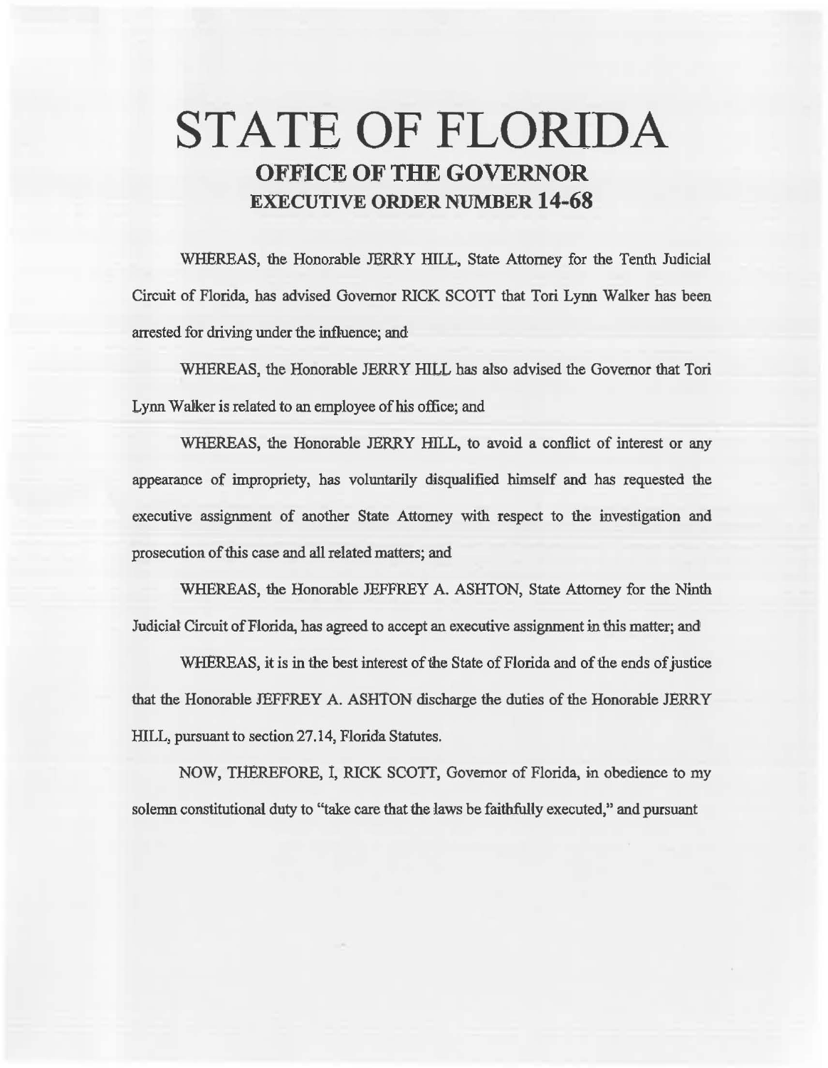# STATE OF FLORIDA

## OFFICE OF THE GOVERNOR

### EXECUTIVE ORDER NUMBER 14-68

WHEREAS, the Honorable JERRY HILL, State Attorney for the Tenth Judicial Circuit of Florida, has advised Governor RICK SCOTT that Tori Lynn Walker has been arrested for driving under the influence; and

WHEREAS, the Honorable JERRY HILL has also advised the Governor that Tori Lynn Walker is related to an employee of his office; and

WHEREAS, the Honorable JERRY HILL, to avoid a conflict of interest or any appearance of impropriety, has voluntarily disqualified himself and has requested the executive assignment of another State Attorney with respect to the investigation and prosecution of this case and all related matters; and

WHEREAS, the Honorable JEFFREY A. ASHTON, State Attorney for the Ninth Judicial Circuit of Florida, has agreed to accept an executive assignment in this matter; and

WHEREAS, it is in the best interest of the State of Florida and of the ends of justice that the Honorable JEFFREY A. ASHTON discharge the duties of the Honorable JERRY HILL, pursuant to section 27.14, Florida Statutes.

NOW, THEREFORE, I, RICK SCOTT, Governor of Florida, in obedience to my solemn constitutional duty to "take care that the laws be faithfully executed," and pursuant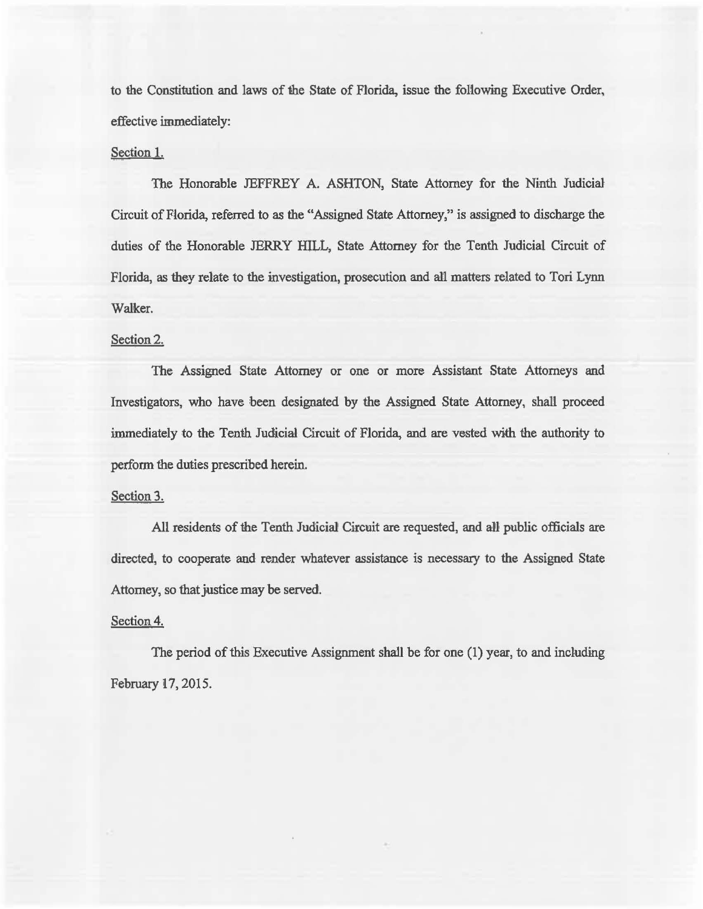to the Constitution and laws of the State of Florida, issue the following Executive Order, effective immediately:

Section 1.

The Honorable JEFFREY A. ASHTON, State Attorney for the Ninth Judicial Circuit of Florida, referred to as the "Assigned State Attorney," is assigned to discharge the duties of the Honorable JERRY HILL, State Attorney for the Tenth Judicial Circuit of Florida, as they relate to the investigation, prosecution and all matters related to Tori Lynn Walker.

Section 2.

The Assigned State Attorney or one or more Assistant State Attorneys and Investigators, who have been designated by the Assigned State Attorney, shall proceed immediately to the Tenth Judicial Circuit of Florida, and are vested with the authority to perform the duties prescribed herein.

Section 3.

All residents of the Tenth Judicial Circuit are requested, and all public officials are directed, to cooperate and render whatever assistance is necessary to the Assigned State Attorney, so that justice may be served.

Section 4.

The period of this Executive Assignment shall be for one (1) year, to and including February 17, 2015.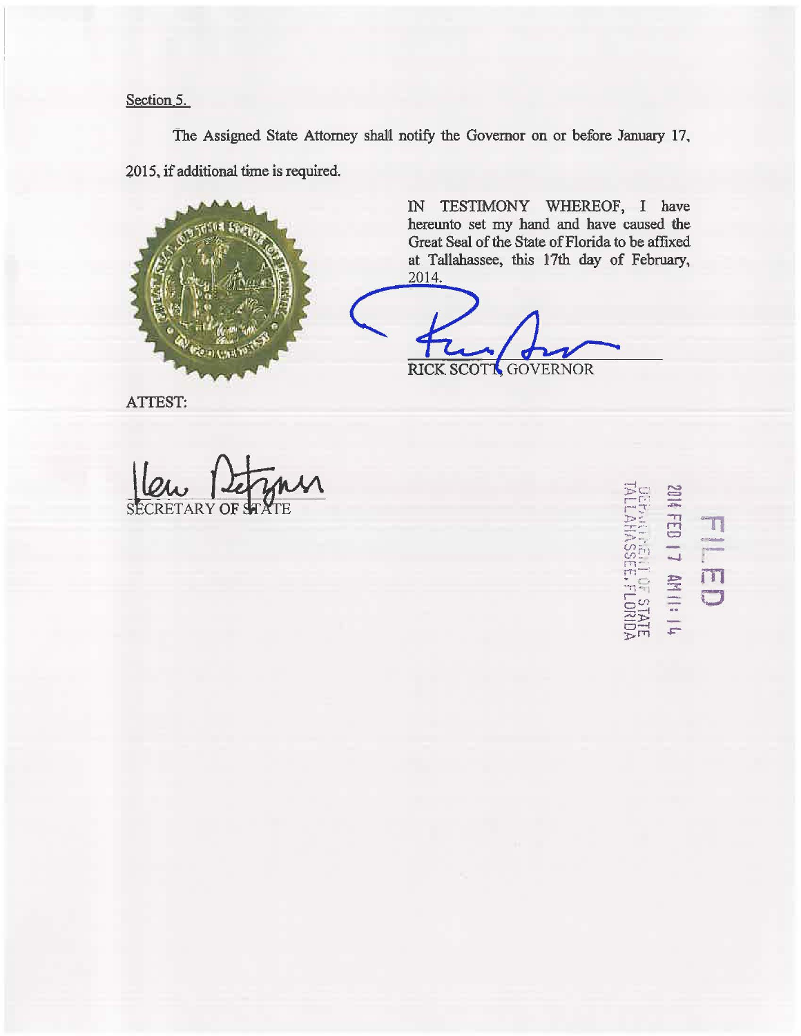Section 5.

The Assigned State Attorney shall notify the Governor on or before January 17, 2015, if additional time is required.

IN TESTIMONY WHEREOF, I have hereunto set my hand and have caused the Great Seal of the State of Florida to be affixed at Tallahassee, this 17th day of February, 2014.

RICK SCOTT, GOVERNOR

ATTEST:

SECRETARY OF STATE

FILED

2014 FEB 17 AM 11:14

DEPARTMENT OF STATE
TALLAHASSEE, FLORIDA